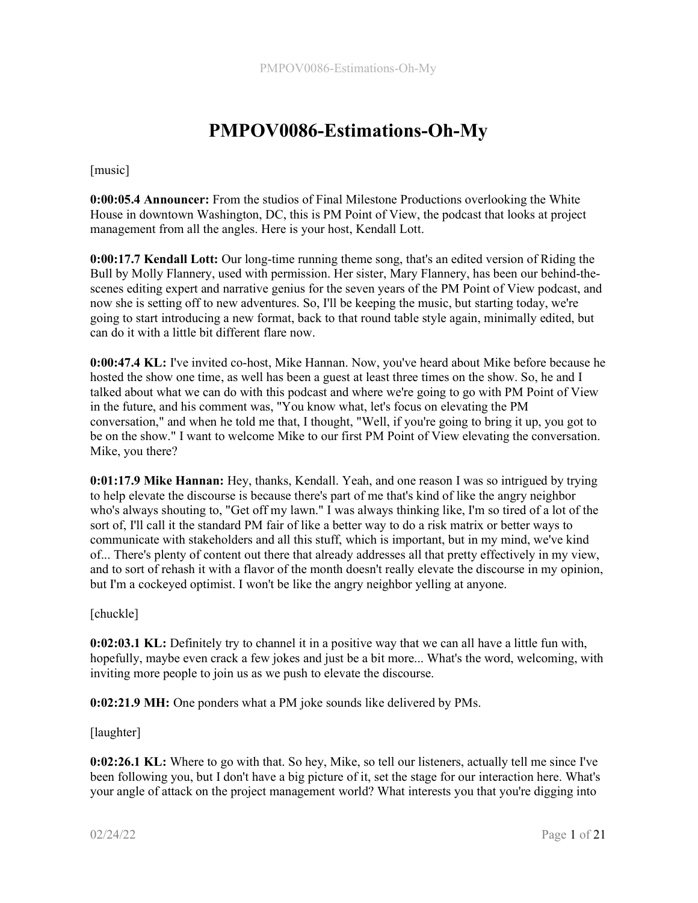# PMPOV0086-Estimations-Oh-My

[music]

**0:00:05.4 Announcer:** From the studios of Final Milestone Productions overlooking the White House in downtown Washington, DC, this is PM Point of View, the podcast that looks at project management from all the angles. Here is your host, Kendall Lott.

**0:00:17.7 Kendall Lott:** Our long-time running theme song, that's an edited version of Riding the Bull by Molly Flannery, used with permission. Her sister, Mary Flannery, has been our behind-the-scenes editing expert and narrative genius for the seven years of the PM Point of View podcast, and now she is setting off to new adventures. So, I'll be keeping the music, but starting today, we're going to start introducing a new format, back to that round table style again, minimally edited, but can do it with a little bit different flare now.

**0:00:47.4 KL:** I've invited co-host, Mike Hannan. Now, you've heard about Mike before because he hosted the show one time, as well has been a guest at least three times on the show. So, he and I talked about what we can do with this podcast and where we're going to go with PM Point of View in the future, and his comment was, "You know what, let's focus on elevating the PM conversation," and when he told me that, I thought, "Well, if you're going to bring it up, you got to be on the show." I want to welcome Mike to our first PM Point of View elevating the conversation. Mike, you there?

**0:01:17.9 Mike Hannan:** Hey, thanks, Kendall. Yeah, and one reason I was so intrigued by trying to help elevate the discourse is because there's part of me that's kind of like the angry neighbor who's always shouting to, "Get off my lawn." I was always thinking like, I'm so tired of a lot of the sort of, I'll call it the standard PM fair of like a better way to do a risk matrix or better ways to communicate with stakeholders and all this stuff, which is important, but in my mind, we've kind of... There's plenty of content out there that already addresses all that pretty effectively in my view, and to sort of rehash it with a flavor of the month doesn't really elevate the discourse in my opinion, but I'm a cockeyed optimist. I won't be like the angry neighbor yelling at anyone.

[chuckle]

**0:02:03.1 KL:** Definitely try to channel it in a positive way that we can all have a little fun with, hopefully, maybe even crack a few jokes and just be a bit more... What's the word, welcoming, with inviting more people to join us as we push to elevate the discourse.

**0:02:21.9 MH:** One ponders what a PM joke sounds like delivered by PMs.

[laughter]

**0:02:26.1 KL:** Where to go with that. So hey, Mike, so tell our listeners, actually tell me since I've been following you, but I don't have a big picture of it, set the stage for our interaction here. What's your angle of attack on the project management world? What interests you that you're digging into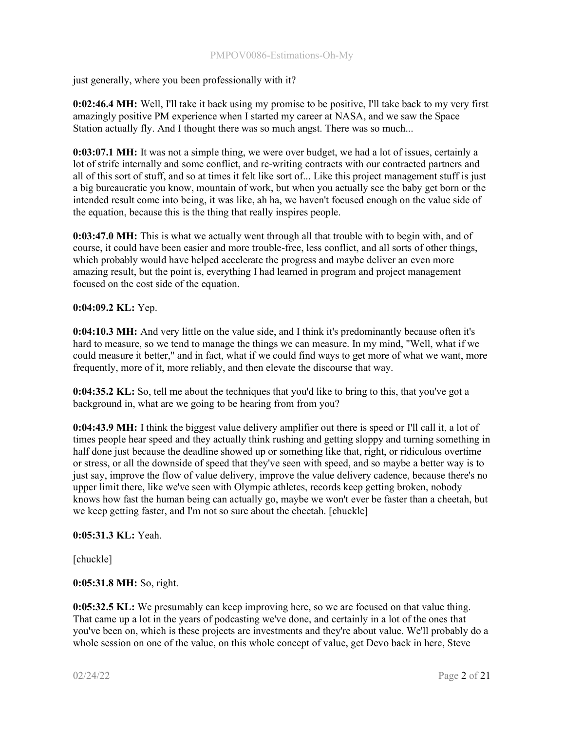just generally, where you been professionally with it?

**0:02:46.4 MH:** Well, I'll take it back using my promise to be positive, I'll take back to my very first amazingly positive PM experience when I started my career at NASA, and we saw the Space Station actually fly. And I thought there was so much angst. There was so much...

**0:03:07.1 MH:** It was not a simple thing, we were over budget, we had a lot of issues, certainly a lot of strife internally and some conflict, and re-writing contracts with our contracted partners and all of this sort of stuff, and so at times it felt like sort of... Like this project management stuff is just a big bureaucratic you know, mountain of work, but when you actually see the baby get born or the intended result come into being, it was like, ah ha, we haven't focused enough on the value side of the equation, because this is the thing that really inspires people.

**0:03:47.0 MH:** This is what we actually went through all that trouble with to begin with, and of course, it could have been easier and more trouble-free, less conflict, and all sorts of other things, which probably would have helped accelerate the progress and maybe deliver an even more amazing result, but the point is, everything I had learned in program and project management focused on the cost side of the equation.

**0:04:09.2 KL:** Yep.

**0:04:10.3 MH:** And very little on the value side, and I think it's predominantly because often it's hard to measure, so we tend to manage the things we can measure. In my mind, "Well, what if we could measure it better," and in fact, what if we could find ways to get more of what we want, more frequently, more of it, more reliably, and then elevate the discourse that way.

**0:04:35.2 KL:** So, tell me about the techniques that you'd like to bring to this, that you've got a background in, what are we going to be hearing from from you?

**0:04:43.9 MH:** I think the biggest value delivery amplifier out there is speed or I'll call it, a lot of times people hear speed and they actually think rushing and getting sloppy and turning something in half done just because the deadline showed up or something like that, right, or ridiculous overtime or stress, or all the downside of speed that they've seen with speed, and so maybe a better way is to just say, improve the flow of value delivery, improve the value delivery cadence, because there's no upper limit there, like we've seen with Olympic athletes, records keep getting broken, nobody knows how fast the human being can actually go, maybe we won't ever be faster than a cheetah, but we keep getting faster, and I'm not so sure about the cheetah. [chuckle]

**0:05:31.3 KL:** Yeah.

[chuckle]

**0:05:31.8 MH:** So, right.

**0:05:32.5 KL:** We presumably can keep improving here, so we are focused on that value thing. That came up a lot in the years of podcasting we've done, and certainly in a lot of the ones that you've been on, which is these projects are investments and they're about value. We'll probably do a whole session on one of the value, on this whole concept of value, get Devo back in here, Steve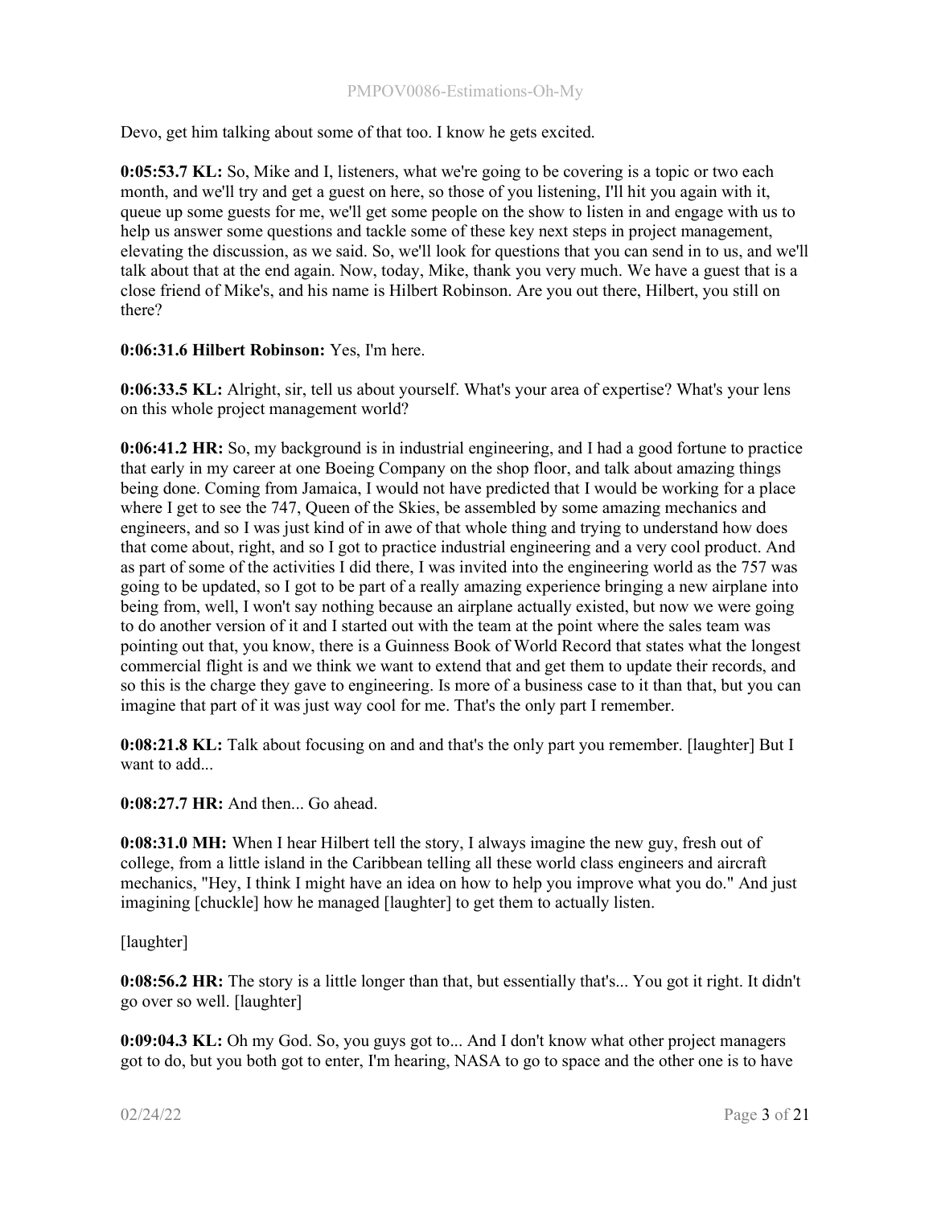Devo, get him talking about some of that too. I know he gets excited.

**0:05:53.7 KL:** So, Mike and I, listeners, what we're going to be covering is a topic or two each month, and we'll try and get a guest on here, so those of you listening, I'll hit you again with it, queue up some guests for me, we'll get some people on the show to listen in and engage with us to help us answer some questions and tackle some of these key next steps in project management, elevating the discussion, as we said. So, we'll look for questions that you can send in to us, and we'll talk about that at the end again. Now, today, Mike, thank you very much. We have a guest that is a close friend of Mike's, and his name is Hilbert Robinson. Are you out there, Hilbert, you still on there?

**0:06:31.6 Hilbert Robinson:** Yes, I'm here.

**0:06:33.5 KL:** Alright, sir, tell us about yourself. What's your area of expertise? What's your lens on this whole project management world?

**0:06:41.2 HR:** So, my background is in industrial engineering, and I had a good fortune to practice that early in my career at one Boeing Company on the shop floor, and talk about amazing things being done. Coming from Jamaica, I would not have predicted that I would be working for a place where I get to see the 747, Queen of the Skies, be assembled by some amazing mechanics and engineers, and so I was just kind of in awe of that whole thing and trying to understand how does that come about, right, and so I got to practice industrial engineering and a very cool product. And as part of some of the activities I did there, I was invited into the engineering world as the 757 was going to be updated, so I got to be part of a really amazing experience bringing a new airplane into being from, well, I won't say nothing because an airplane actually existed, but now we were going to do another version of it and I started out with the team at the point where the sales team was pointing out that, you know, there is a Guinness Book of World Record that states what the longest commercial flight is and we think we want to extend that and get them to update their records, and so this is the charge they gave to engineering. Is more of a business case to it than that, but you can imagine that part of it was just way cool for me. That's the only part I remember.

**0:08:21.8 KL:** Talk about focusing on and and that's the only part you remember. [laughter] But I want to add...

**0:08:27.7 HR:** And then... Go ahead.

**0:08:31.0 MH:** When I hear Hilbert tell the story, I always imagine the new guy, fresh out of college, from a little island in the Caribbean telling all these world class engineers and aircraft mechanics, "Hey, I think I might have an idea on how to help you improve what you do." And just imagining [chuckle] how he managed [laughter] to get them to actually listen.

[laughter]

**0:08:56.2 HR:** The story is a little longer than that, but essentially that's... You got it right. It didn't go over so well. [laughter]

**0:09:04.3 KL:** Oh my God. So, you guys got to... And I don't know what other project managers got to do, but you both got to enter, I'm hearing, NASA to go to space and the other one is to have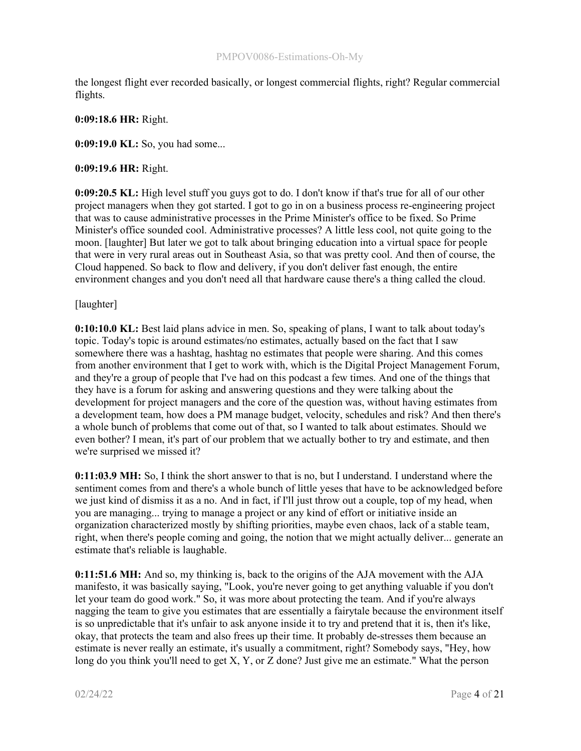the longest flight ever recorded basically, or longest commercial flights, right? Regular commercial flights.

**0:09:18.6 HR:** Right.

**0:09:19.0 KL:** So, you had some...

**0:09:19.6 HR:** Right.

**0:09:20.5 KL:** High level stuff you guys got to do. I don't know if that's true for all of our other project managers when they got started. I got to go in on a business process re-engineering project that was to cause administrative processes in the Prime Minister's office to be fixed. So Prime Minister's office sounded cool. Administrative processes? A little less cool, not quite going to the moon. [laughter] But later we got to talk about bringing education into a virtual space for people that were in very rural areas out in Southeast Asia, so that was pretty cool. And then of course, the Cloud happened. So back to flow and delivery, if you don't deliver fast enough, the entire environment changes and you don't need all that hardware cause there's a thing called the cloud.

[laughter]

**0:10:10.0 KL:** Best laid plans advice in men. So, speaking of plans, I want to talk about today's topic. Today's topic is around estimates/no estimates, actually based on the fact that I saw somewhere there was a hashtag, hashtag no estimates that people were sharing. And this comes from another environment that I get to work with, which is the Digital Project Management Forum, and they're a group of people that I've had on this podcast a few times. And one of the things that they have is a forum for asking and answering questions and they were talking about the development for project managers and the core of the question was, without having estimates from a development team, how does a PM manage budget, velocity, schedules and risk? And then there's a whole bunch of problems that come out of that, so I wanted to talk about estimates. Should we even bother? I mean, it's part of our problem that we actually bother to try and estimate, and then we're surprised we missed it?

**0:11:03.9 MH:** So, I think the short answer to that is no, but I understand. I understand where the sentiment comes from and there's a whole bunch of little yeses that have to be acknowledged before we just kind of dismiss it as a no. And in fact, if I'll just throw out a couple, top of my head, when you are managing... trying to manage a project or any kind of effort or initiative inside an organization characterized mostly by shifting priorities, maybe even chaos, lack of a stable team, right, when there's people coming and going, the notion that we might actually deliver... generate an estimate that's reliable is laughable.

**0:11:51.6 MH:** And so, my thinking is, back to the origins of the AJA movement with the AJA manifesto, it was basically saying, "Look, you're never going to get anything valuable if you don't let your team do good work." So, it was more about protecting the team. And if you're always nagging the team to give you estimates that are essentially a fairytale because the environment itself is so unpredictable that it's unfair to ask anyone inside it to try and pretend that it is, then it's like, okay, that protects the team and also frees up their time. It probably de-stresses them because an estimate is never really an estimate, it's usually a commitment, right? Somebody says, "Hey, how long do you think you'll need to get X, Y, or Z done? Just give me an estimate." What the person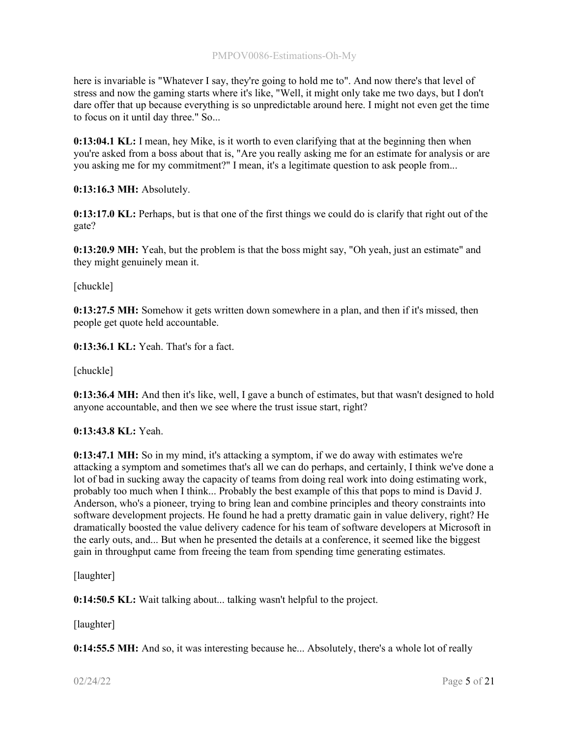here is invariable is "Whatever I say, they're going to hold me to". And now there's that level of stress and now the gaming starts where it's like, "Well, it might only take me two days, but I don't dare offer that up because everything is so unpredictable around here. I might not even get the time to focus on it until day three." So...

**0:13:04.1 KL:** I mean, hey Mike, is it worth to even clarifying that at the beginning then when you're asked from a boss about that is, "Are you really asking me for an estimate for analysis or are you asking me for my commitment?" I mean, it's a legitimate question to ask people from...

**0:13:16.3 MH:** Absolutely.

**0:13:17.0 KL:** Perhaps, but is that one of the first things we could do is clarify that right out of the gate?

**0:13:20.9 MH:** Yeah, but the problem is that the boss might say, "Oh yeah, just an estimate" and they might genuinely mean it.

[chuckle]

**0:13:27.5 MH:** Somehow it gets written down somewhere in a plan, and then if it's missed, then people get quote held accountable.

**0:13:36.1 KL:** Yeah. That's for a fact.

[chuckle]

**0:13:36.4 MH:** And then it's like, well, I gave a bunch of estimates, but that wasn't designed to hold anyone accountable, and then we see where the trust issue start, right?

**0:13:43.8 KL:** Yeah.

**0:13:47.1 MH:** So in my mind, it's attacking a symptom, if we do away with estimates we're attacking a symptom and sometimes that's all we can do perhaps, and certainly, I think we've done a lot of bad in sucking away the capacity of teams from doing real work into doing estimating work, probably too much when I think... Probably the best example of this that pops to mind is David J. Anderson, who's a pioneer, trying to bring lean and combine principles and theory constraints into software development projects. He found he had a pretty dramatic gain in value delivery, right? He dramatically boosted the value delivery cadence for his team of software developers at Microsoft in the early outs, and... But when he presented the details at a conference, it seemed like the biggest gain in throughput came from freeing the team from spending time generating estimates.

[laughter]

**0:14:50.5 KL:** Wait talking about... talking wasn't helpful to the project.

[laughter]

**0:14:55.5 MH:** And so, it was interesting because he... Absolutely, there's a whole lot of really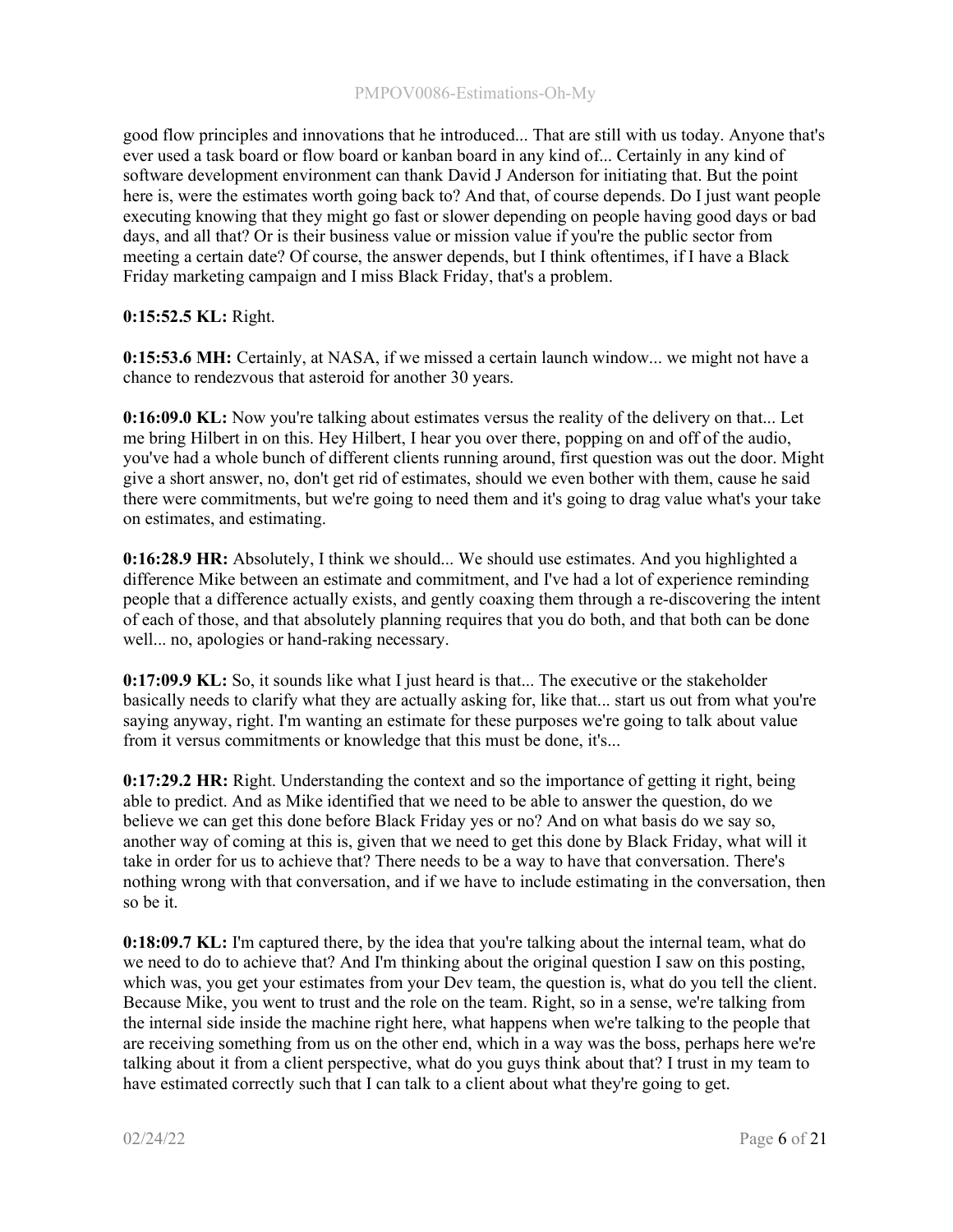good flow principles and innovations that he introduced... That are still with us today. Anyone that's ever used a task board or flow board or kanban board in any kind of... Certainly in any kind of software development environment can thank David J Anderson for initiating that. But the point here is, were the estimates worth going back to? And that, of course depends. Do I just want people executing knowing that they might go fast or slower depending on people having good days or bad days, and all that? Or is their business value or mission value if you're the public sector from meeting a certain date? Of course, the answer depends, but I think oftentimes, if I have a Black Friday marketing campaign and I miss Black Friday, that's a problem.

**0:15:52.5 KL:** Right.

**0:15:53.6 MH:** Certainly, at NASA, if we missed a certain launch window... we might not have a chance to rendezvous that asteroid for another 30 years.

**0:16:09.0 KL:** Now you're talking about estimates versus the reality of the delivery on that... Let me bring Hilbert in on this. Hey Hilbert, I hear you over there, popping on and off of the audio, you've had a whole bunch of different clients running around, first question was out the door. Might give a short answer, no, don't get rid of estimates, should we even bother with them, cause he said there were commitments, but we're going to need them and it's going to drag value what's your take on estimates, and estimating.

**0:16:28.9 HR:** Absolutely, I think we should... We should use estimates. And you highlighted a difference Mike between an estimate and commitment, and I've had a lot of experience reminding people that a difference actually exists, and gently coaxing them through a re-discovering the intent of each of those, and that absolutely planning requires that you do both, and that both can be done well... no, apologies or hand-raking necessary.

**0:17:09.9 KL:** So, it sounds like what I just heard is that... The executive or the stakeholder basically needs to clarify what they are actually asking for, like that... start us out from what you're saying anyway, right. I'm wanting an estimate for these purposes we're going to talk about value from it versus commitments or knowledge that this must be done, it's...

**0:17:29.2 HR:** Right. Understanding the context and so the importance of getting it right, being able to predict. And as Mike identified that we need to be able to answer the question, do we believe we can get this done before Black Friday yes or no? And on what basis do we say so, another way of coming at this is, given that we need to get this done by Black Friday, what will it take in order for us to achieve that? There needs to be a way to have that conversation. There's nothing wrong with that conversation, and if we have to include estimating in the conversation, then so be it.

**0:18:09.7 KL:** I'm captured there, by the idea that you're talking about the internal team, what do we need to do to achieve that? And I'm thinking about the original question I saw on this posting, which was, you get your estimates from your Dev team, the question is, what do you tell the client. Because Mike, you went to trust and the role on the team. Right, so in a sense, we're talking from the internal side inside the machine right here, what happens when we're talking to the people that are receiving something from us on the other end, which in a way was the boss, perhaps here we're talking about it from a client perspective, what do you guys think about that? I trust in my team to have estimated correctly such that I can talk to a client about what they're going to get.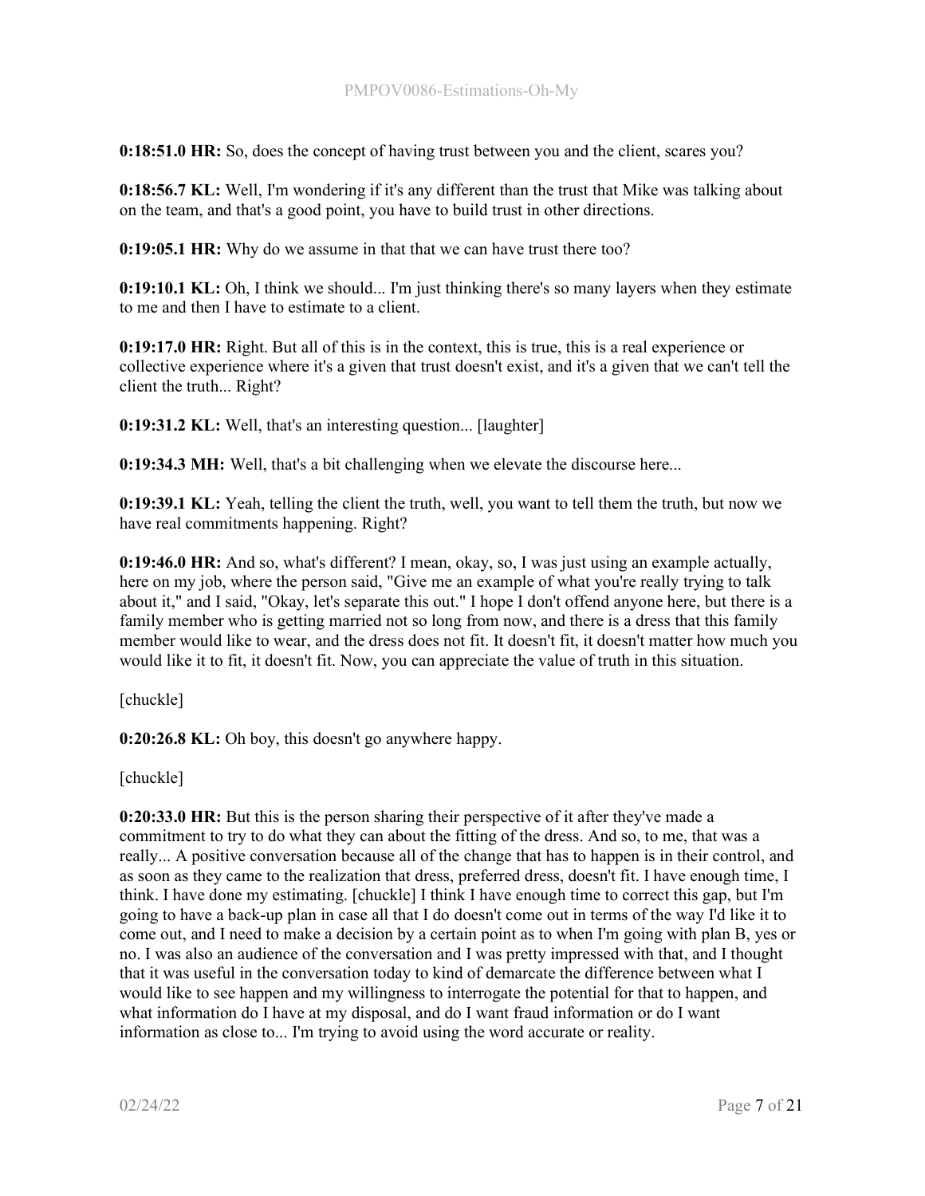**0:18:51.0 HR:** So, does the concept of having trust between you and the client, scares you?

**0:18:56.7 KL:** Well, I'm wondering if it's any different than the trust that Mike was talking about on the team, and that's a good point, you have to build trust in other directions.

**0:19:05.1 HR:** Why do we assume in that that we can have trust there too?

**0:19:10.1 KL:** Oh, I think we should... I'm just thinking there's so many layers when they estimate to me and then I have to estimate to a client.

**0:19:17.0 HR:** Right. But all of this is in the context, this is true, this is a real experience or collective experience where it's a given that trust doesn't exist, and it's a given that we can't tell the client the truth... Right?

**0:19:31.2 KL:** Well, that's an interesting question... [laughter]

**0:19:34.3 MH:** Well, that's a bit challenging when we elevate the discourse here...

**0:19:39.1 KL:** Yeah, telling the client the truth, well, you want to tell them the truth, but now we have real commitments happening. Right?

**0:19:46.0 HR:** And so, what's different? I mean, okay, so, I was just using an example actually, here on my job, where the person said, "Give me an example of what you're really trying to talk about it," and I said, "Okay, let's separate this out." I hope I don't offend anyone here, but there is a family member who is getting married not so long from now, and there is a dress that this family member would like to wear, and the dress does not fit. It doesn't fit, it doesn't matter how much you would like it to fit, it doesn't fit. Now, you can appreciate the value of truth in this situation.

[chuckle]

**0:20:26.8 KL:** Oh boy, this doesn't go anywhere happy.

[chuckle]

**0:20:33.0 HR:** But this is the person sharing their perspective of it after they've made a commitment to try to do what they can about the fitting of the dress. And so, to me, that was a really... A positive conversation because all of the change that has to happen is in their control, and as soon as they came to the realization that dress, preferred dress, doesn't fit. I have enough time, I think. I have done my estimating. [chuckle] I think I have enough time to correct this gap, but I'm going to have a back-up plan in case all that I do doesn't come out in terms of the way I'd like it to come out, and I need to make a decision by a certain point as to when I'm going with plan B, yes or no. I was also an audience of the conversation and I was pretty impressed with that, and I thought that it was useful in the conversation today to kind of demarcate the difference between what I would like to see happen and my willingness to interrogate the potential for that to happen, and what information do I have at my disposal, and do I want fraud information or do I want information as close to... I'm trying to avoid using the word accurate or reality.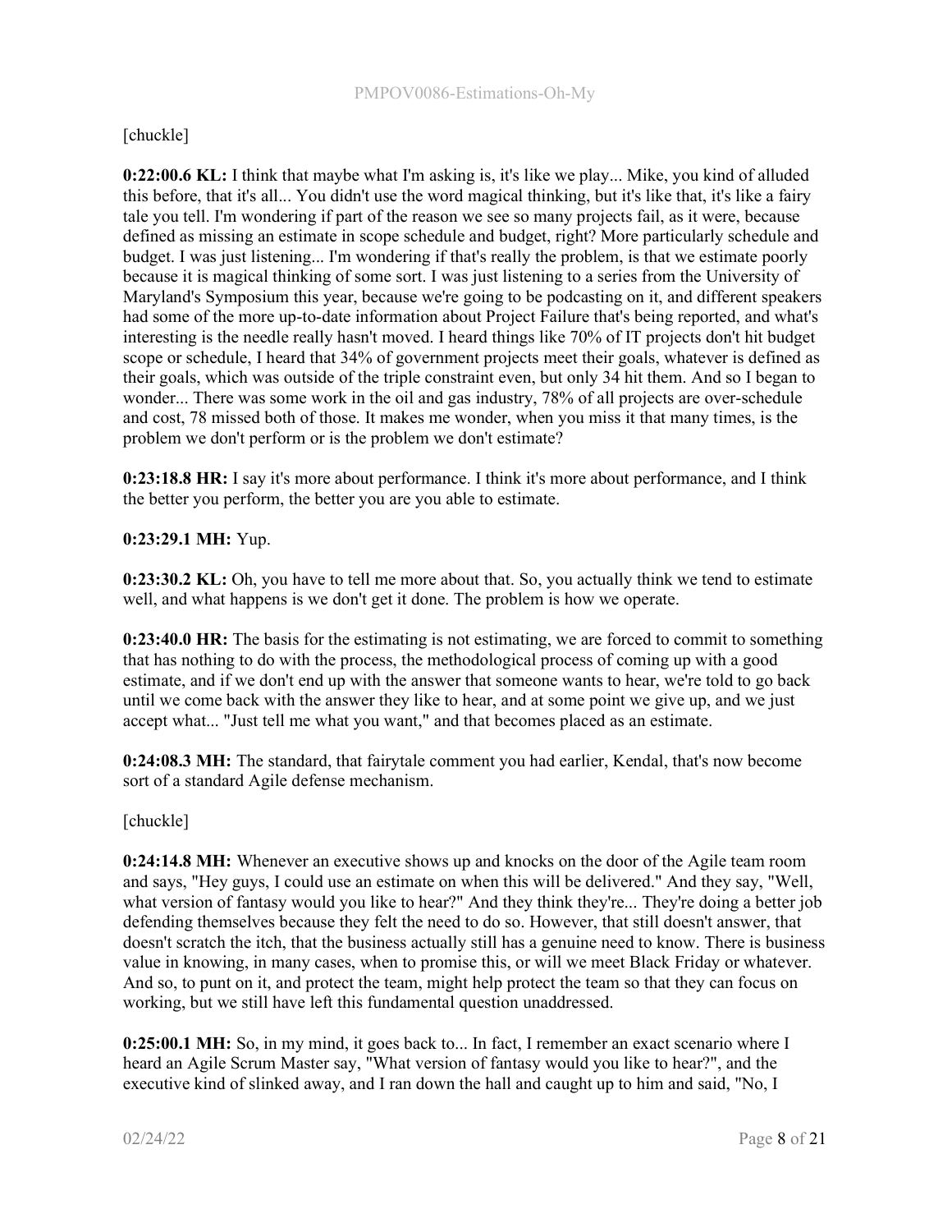[chuckle]

**0:22:00.6 KL:** I think that maybe what I'm asking is, it's like we play... Mike, you kind of alluded this before, that it's all... You didn't use the word magical thinking, but it's like that, it's like a fairy tale you tell. I'm wondering if part of the reason we see so many projects fail, as it were, because defined as missing an estimate in scope schedule and budget, right? More particularly schedule and budget. I was just listening... I'm wondering if that's really the problem, is that we estimate poorly because it is magical thinking of some sort. I was just listening to a series from the University of Maryland's Symposium this year, because we're going to be podcasting on it, and different speakers had some of the more up-to-date information about Project Failure that's being reported, and what's interesting is the needle really hasn't moved. I heard things like 70% of IT projects don't hit budget scope or schedule, I heard that 34% of government projects meet their goals, whatever is defined as their goals, which was outside of the triple constraint even, but only 34 hit them. And so I began to wonder... There was some work in the oil and gas industry, 78% of all projects are over-schedule and cost, 78 missed both of those. It makes me wonder, when you miss it that many times, is the problem we don't perform or is the problem we don't estimate?

**0:23:18.8 HR:** I say it's more about performance. I think it's more about performance, and I think the better you perform, the better you are you able to estimate.

**0:23:29.1 MH:** Yup.

**0:23:30.2 KL:** Oh, you have to tell me more about that. So, you actually think we tend to estimate well, and what happens is we don't get it done. The problem is how we operate.

**0:23:40.0 HR:** The basis for the estimating is not estimating, we are forced to commit to something that has nothing to do with the process, the methodological process of coming up with a good estimate, and if we don't end up with the answer that someone wants to hear, we're told to go back until we come back with the answer they like to hear, and at some point we give up, and we just accept what... "Just tell me what you want," and that becomes placed as an estimate.

**0:24:08.3 MH:** The standard, that fairytale comment you had earlier, Kendal, that's now become sort of a standard Agile defense mechanism.

[chuckle]

**0:24:14.8 MH:** Whenever an executive shows up and knocks on the door of the Agile team room and says, "Hey guys, I could use an estimate on when this will be delivered." And they say, "Well, what version of fantasy would you like to hear?" And they think they're... They're doing a better job defending themselves because they felt the need to do so. However, that still doesn't answer, that doesn't scratch the itch, that the business actually still has a genuine need to know. There is business value in knowing, in many cases, when to promise this, or will we meet Black Friday or whatever. And so, to punt on it, and protect the team, might help protect the team so that they can focus on working, but we still have left this fundamental question unaddressed.

**0:25:00.1 MH:** So, in my mind, it goes back to... In fact, I remember an exact scenario where I heard an Agile Scrum Master say, "What version of fantasy would you like to hear?", and the executive kind of slinked away, and I ran down the hall and caught up to him and said, "No, I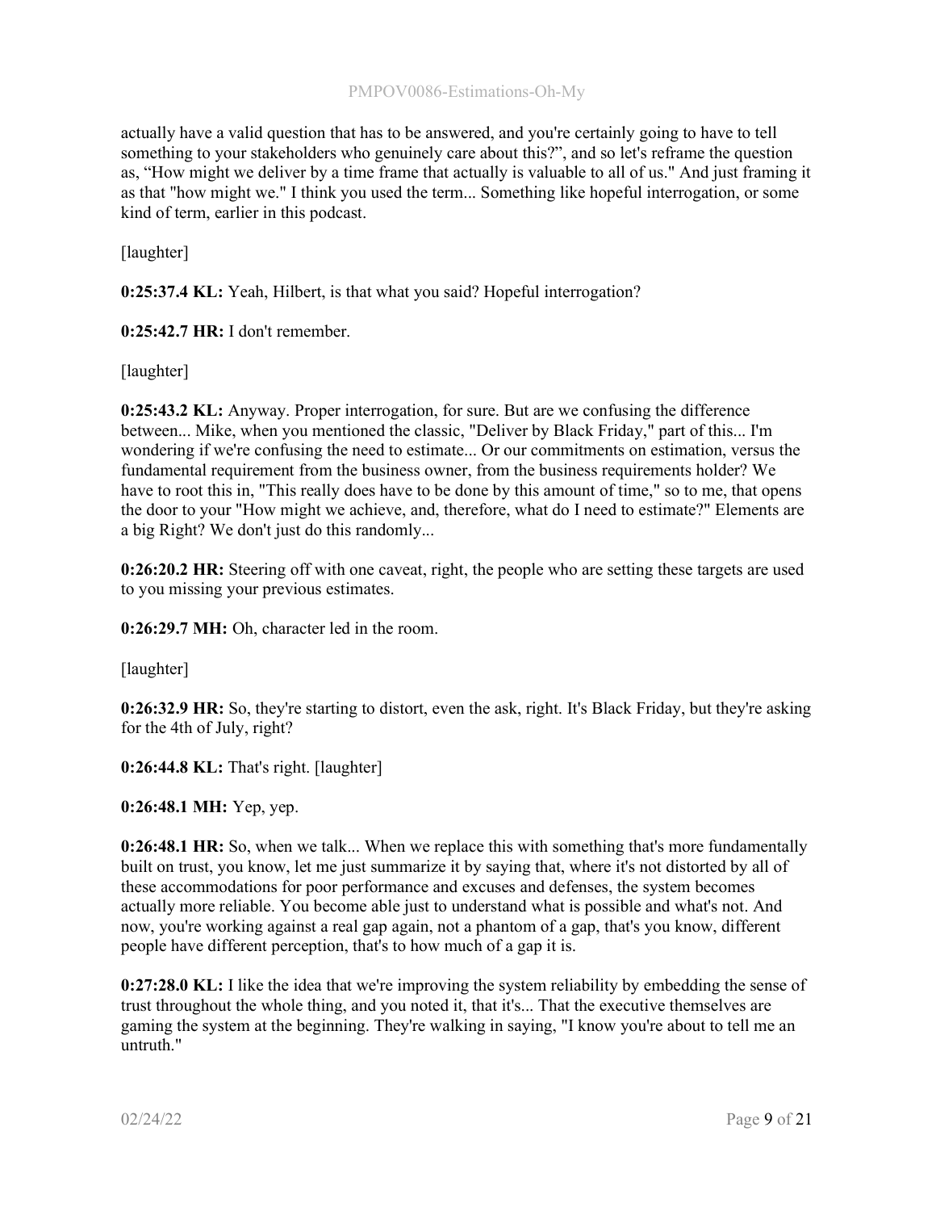actually have a valid question that has to be answered, and you're certainly going to have to tell something to your stakeholders who genuinely care about this?", and so let's reframe the question as, "How might we deliver by a time frame that actually is valuable to all of us." And just framing it as that "how might we." I think you used the term... Something like hopeful interrogation, or some kind of term, earlier in this podcast.

[laughter]

**0:25:37.4 KL:** Yeah, Hilbert, is that what you said? Hopeful interrogation?

**0:25:42.7 HR:** I don't remember.

[laughter]

**0:25:43.2 KL:** Anyway. Proper interrogation, for sure. But are we confusing the difference between... Mike, when you mentioned the classic, "Deliver by Black Friday," part of this... I'm wondering if we're confusing the need to estimate... Or our commitments on estimation, versus the fundamental requirement from the business owner, from the business requirements holder? We have to root this in, "This really does have to be done by this amount of time," so to me, that opens the door to your "How might we achieve, and, therefore, what do I need to estimate?" Elements are a big Right? We don't just do this randomly...

**0:26:20.2 HR:** Steering off with one caveat, right, the people who are setting these targets are used to you missing your previous estimates.

**0:26:29.7 MH:** Oh, character led in the room.

[laughter]

**0:26:32.9 HR:** So, they're starting to distort, even the ask, right. It's Black Friday, but they're asking for the 4th of July, right?

**0:26:44.8 KL:** That's right. [laughter]

**0:26:48.1 MH:** Yep, yep.

**0:26:48.1 HR:** So, when we talk... When we replace this with something that's more fundamentally built on trust, you know, let me just summarize it by saying that, where it's not distorted by all of these accommodations for poor performance and excuses and defenses, the system becomes actually more reliable. You become able just to understand what is possible and what's not. And now, you're working against a real gap again, not a phantom of a gap, that's you know, different people have different perception, that's to how much of a gap it is.

**0:27:28.0 KL:** I like the idea that we're improving the system reliability by embedding the sense of trust throughout the whole thing, and you noted it, that it's... That the executive themselves are gaming the system at the beginning. They're walking in saying, "I know you're about to tell me an untruth."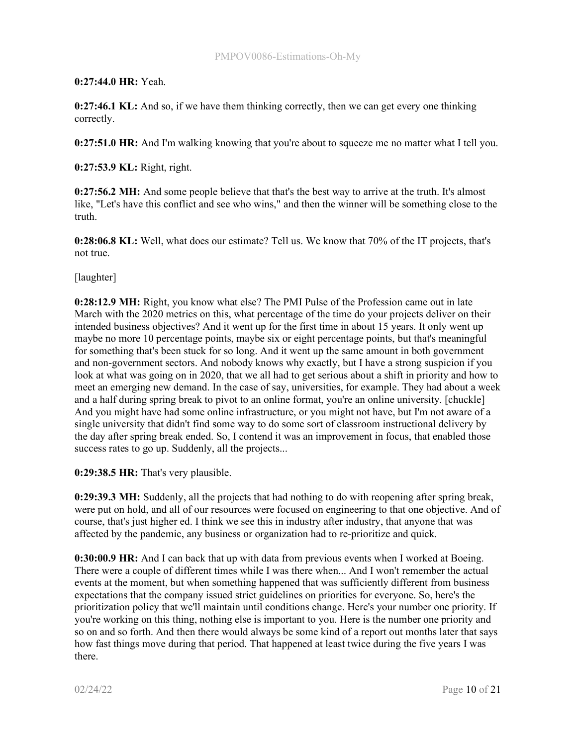**0:27:44.0 HR:** Yeah.

**0:27:46.1 KL:** And so, if we have them thinking correctly, then we can get every one thinking correctly.

**0:27:51.0 HR:** And I'm walking knowing that you're about to squeeze me no matter what I tell you.

**0:27:53.9 KL:** Right, right.

**0:27:56.2 MH:** And some people believe that that's the best way to arrive at the truth. It's almost like, "Let's have this conflict and see who wins," and then the winner will be something close to the truth.

**0:28:06.8 KL:** Well, what does our estimate? Tell us. We know that 70% of the IT projects, that's not true.

[laughter]

**0:28:12.9 MH:** Right, you know what else? The PMI Pulse of the Profession came out in late March with the 2020 metrics on this, what percentage of the time do your projects deliver on their intended business objectives? And it went up for the first time in about 15 years. It only went up maybe no more 10 percentage points, maybe six or eight percentage points, but that's meaningful for something that's been stuck for so long. And it went up the same amount in both government and non-government sectors. And nobody knows why exactly, but I have a strong suspicion if you look at what was going on in 2020, that we all had to get serious about a shift in priority and how to meet an emerging new demand. In the case of say, universities, for example. They had about a week and a half during spring break to pivot to an online format, you're an online university. [chuckle] And you might have had some online infrastructure, or you might not have, but I'm not aware of a single university that didn't find some way to do some sort of classroom instructional delivery by the day after spring break ended. So, I contend it was an improvement in focus, that enabled those success rates to go up. Suddenly, all the projects...

**0:29:38.5 HR:** That's very plausible.

**0:29:39.3 MH:** Suddenly, all the projects that had nothing to do with reopening after spring break, were put on hold, and all of our resources were focused on engineering to that one objective. And of course, that's just higher ed. I think we see this in industry after industry, that anyone that was affected by the pandemic, any business or organization had to re-prioritize and quick.

**0:30:00.9 HR:** And I can back that up with data from previous events when I worked at Boeing. There were a couple of different times while I was there when... And I won't remember the actual events at the moment, but when something happened that was sufficiently different from business expectations that the company issued strict guidelines on priorities for everyone. So, here's the prioritization policy that we'll maintain until conditions change. Here's your number one priority. If you're working on this thing, nothing else is important to you. Here is the number one priority and so on and so forth. And then there would always be some kind of a report out months later that says how fast things move during that period. That happened at least twice during the five years I was there.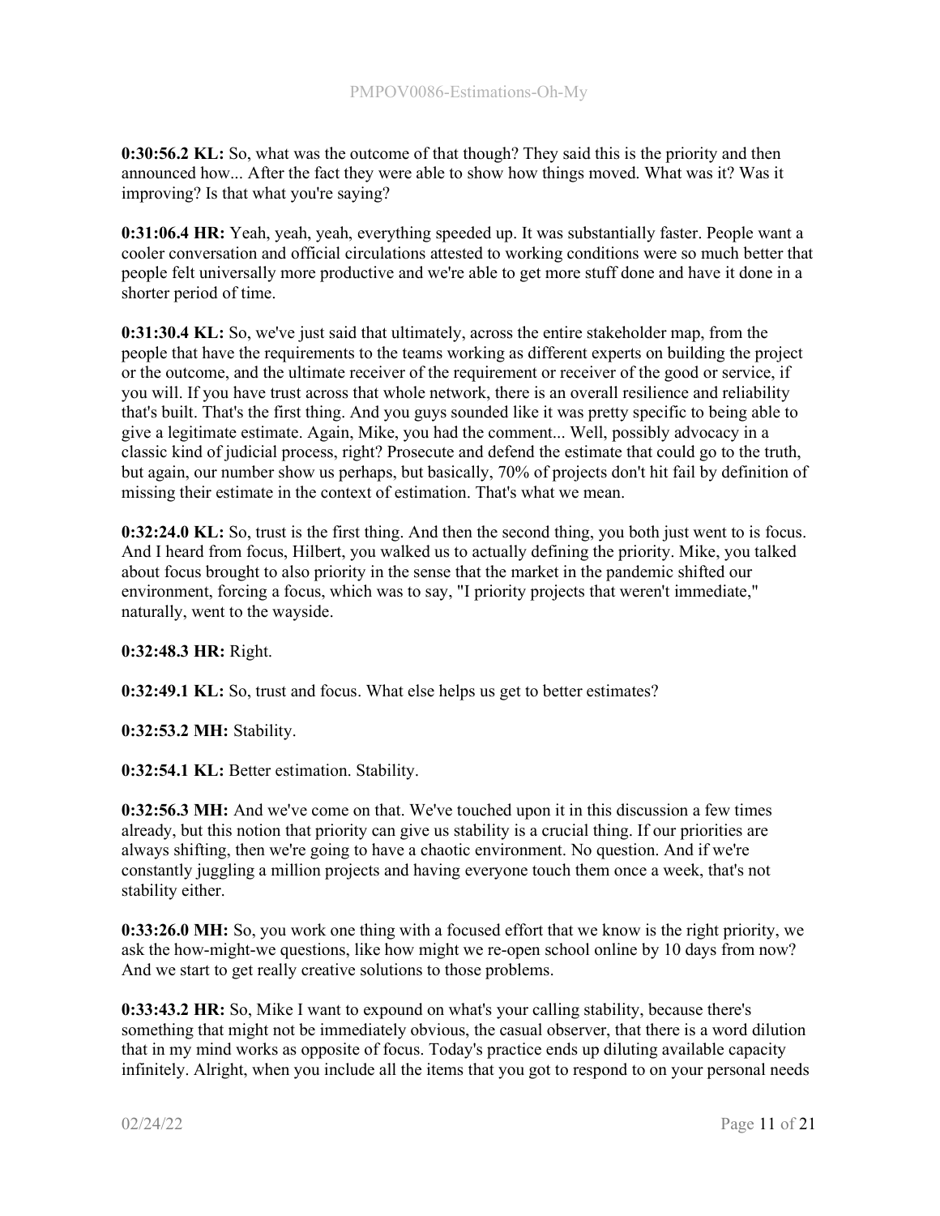**0:30:56.2 KL:** So, what was the outcome of that though? They said this is the priority and then announced how... After the fact they were able to show how things moved. What was it? Was it improving? Is that what you're saying?

**0:31:06.4 HR:** Yeah, yeah, yeah, everything speeded up. It was substantially faster. People want a cooler conversation and official circulations attested to working conditions were so much better that people felt universally more productive and we're able to get more stuff done and have it done in a shorter period of time.

**0:31:30.4 KL:** So, we've just said that ultimately, across the entire stakeholder map, from the people that have the requirements to the teams working as different experts on building the project or the outcome, and the ultimate receiver of the requirement or receiver of the good or service, if you will. If you have trust across that whole network, there is an overall resilience and reliability that's built. That's the first thing. And you guys sounded like it was pretty specific to being able to give a legitimate estimate. Again, Mike, you had the comment... Well, possibly advocacy in a classic kind of judicial process, right? Prosecute and defend the estimate that could go to the truth, but again, our number show us perhaps, but basically, 70% of projects don't hit fail by definition of missing their estimate in the context of estimation. That's what we mean.

**0:32:24.0 KL:** So, trust is the first thing. And then the second thing, you both just went to is focus. And I heard from focus, Hilbert, you walked us to actually defining the priority. Mike, you talked about focus brought to also priority in the sense that the market in the pandemic shifted our environment, forcing a focus, which was to say, "I priority projects that weren't immediate," naturally, went to the wayside.

**0:32:48.3 HR:** Right.

**0:32:49.1 KL:** So, trust and focus. What else helps us get to better estimates?

**0:32:53.2 MH:** Stability.

**0:32:54.1 KL:** Better estimation. Stability.

**0:32:56.3 MH:** And we've come on that. We've touched upon it in this discussion a few times already, but this notion that priority can give us stability is a crucial thing. If our priorities are always shifting, then we're going to have a chaotic environment. No question. And if we're constantly juggling a million projects and having everyone touch them once a week, that's not stability either.

**0:33:26.0 MH:** So, you work one thing with a focused effort that we know is the right priority, we ask the how-might-we questions, like how might we re-open school online by 10 days from now? And we start to get really creative solutions to those problems.

**0:33:43.2 HR:** So, Mike I want to expound on what's your calling stability, because there's something that might not be immediately obvious, the casual observer, that there is a word dilution that in my mind works as opposite of focus. Today's practice ends up diluting available capacity infinitely. Alright, when you include all the items that you got to respond to on your personal needs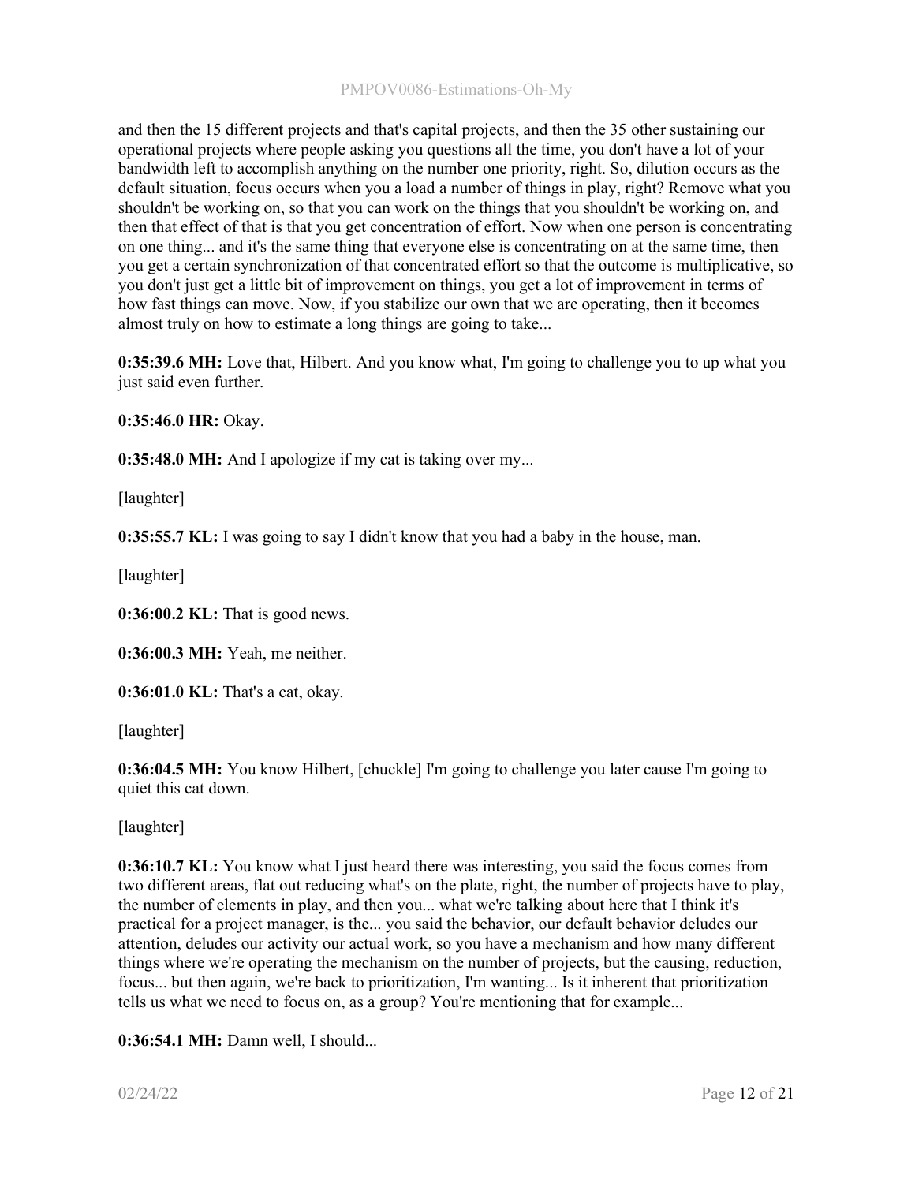and then the 15 different projects and that's capital projects, and then the 35 other sustaining our operational projects where people asking you questions all the time, you don't have a lot of your bandwidth left to accomplish anything on the number one priority, right. So, dilution occurs as the default situation, focus occurs when you a load a number of things in play, right? Remove what you shouldn't be working on, so that you can work on the things that you shouldn't be working on, and then that effect of that is that you get concentration of effort. Now when one person is concentrating on one thing... and it's the same thing that everyone else is concentrating on at the same time, then you get a certain synchronization of that concentrated effort so that the outcome is multiplicative, so you don't just get a little bit of improvement on things, you get a lot of improvement in terms of how fast things can move. Now, if you stabilize our own that we are operating, then it becomes almost truly on how to estimate a long things are going to take...

**0:35:39.6 MH:** Love that, Hilbert. And you know what, I'm going to challenge you to up what you just said even further.

**0:35:46.0 HR:** Okay.

**0:35:48.0 MH:** And I apologize if my cat is taking over my...

[laughter]

**0:35:55.7 KL:** I was going to say I didn't know that you had a baby in the house, man.

[laughter]

**0:36:00.2 KL:** That is good news.

**0:36:00.3 MH:** Yeah, me neither.

**0:36:01.0 KL:** That's a cat, okay.

[laughter]

**0:36:04.5 MH:** You know Hilbert, [chuckle] I'm going to challenge you later cause I'm going to quiet this cat down.

[laughter]

**0:36:10.7 KL:** You know what I just heard there was interesting, you said the focus comes from two different areas, flat out reducing what's on the plate, right, the number of projects have to play, the number of elements in play, and then you... what we're talking about here that I think it's practical for a project manager, is the... you said the behavior, our default behavior deludes our attention, deludes our activity our actual work, so you have a mechanism and how many different things where we're operating the mechanism on the number of projects, but the causing, reduction, focus... but then again, we're back to prioritization, I'm wanting... Is it inherent that prioritization tells us what we need to focus on, as a group? You're mentioning that for example...

**0:36:54.1 MH:** Damn well, I should...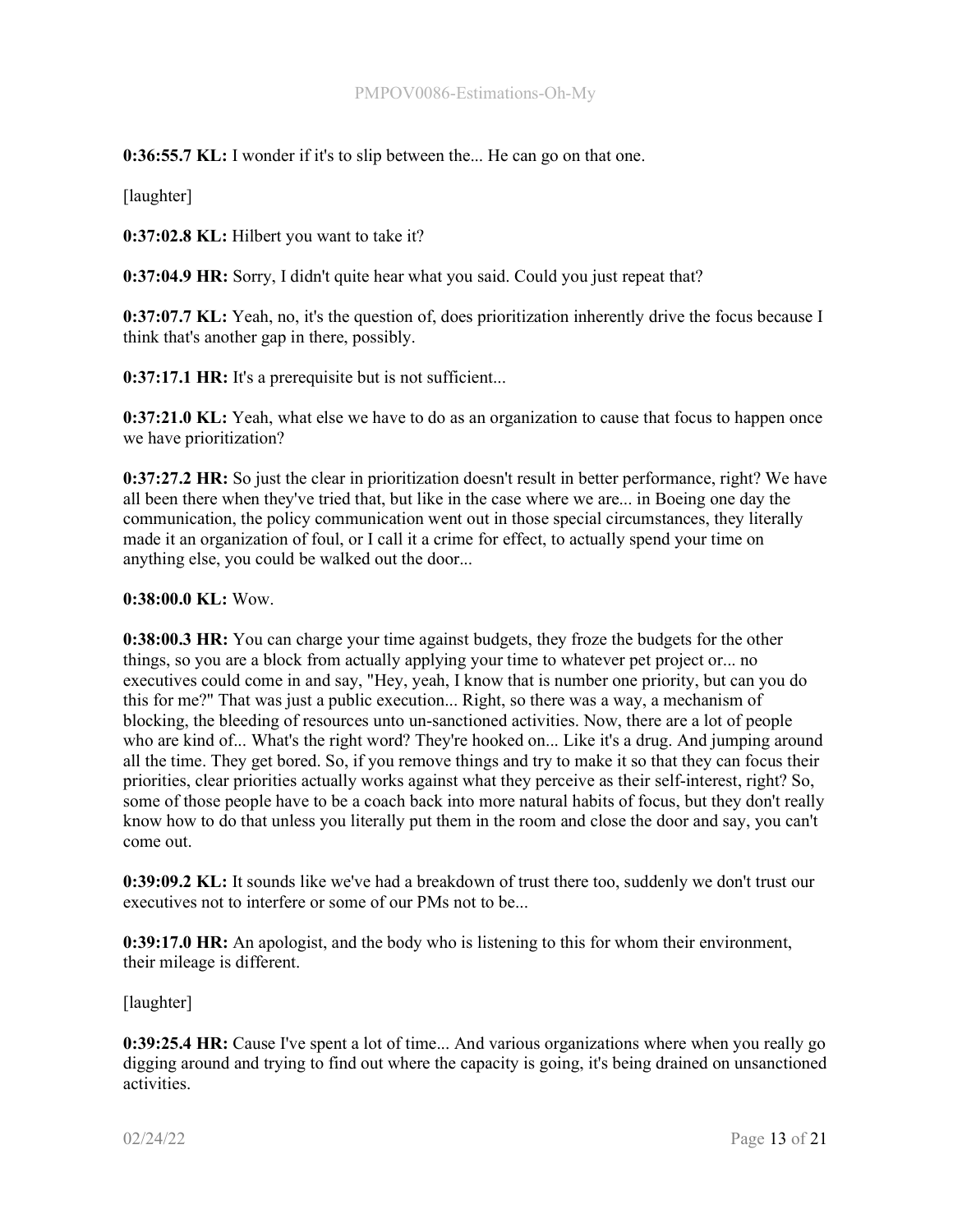**0:36:55.7 KL:** I wonder if it's to slip between the... He can go on that one.

[laughter]

**0:37:02.8 KL:** Hilbert you want to take it?

**0:37:04.9 HR:** Sorry, I didn't quite hear what you said. Could you just repeat that?

**0:37:07.7 KL:** Yeah, no, it's the question of, does prioritization inherently drive the focus because I think that's another gap in there, possibly.

**0:37:17.1 HR:** It's a prerequisite but is not sufficient...

**0:37:21.0 KL:** Yeah, what else we have to do as an organization to cause that focus to happen once we have prioritization?

**0:37:27.2 HR:** So just the clear in prioritization doesn't result in better performance, right? We have all been there when they've tried that, but like in the case where we are... in Boeing one day the communication, the policy communication went out in those special circumstances, they literally made it an organization of foul, or I call it a crime for effect, to actually spend your time on anything else, you could be walked out the door...

**0:38:00.0 KL:** Wow.

**0:38:00.3 HR:** You can charge your time against budgets, they froze the budgets for the other things, so you are a block from actually applying your time to whatever pet project or... no executives could come in and say, "Hey, yeah, I know that is number one priority, but can you do this for me?" That was just a public execution... Right, so there was a way, a mechanism of blocking, the bleeding of resources unto un-sanctioned activities. Now, there are a lot of people who are kind of... What's the right word? They're hooked on... Like it's a drug. And jumping around all the time. They get bored. So, if you remove things and try to make it so that they can focus their priorities, clear priorities actually works against what they perceive as their self-interest, right? So, some of those people have to be a coach back into more natural habits of focus, but they don't really know how to do that unless you literally put them in the room and close the door and say, you can't come out.

**0:39:09.2 KL:** It sounds like we've had a breakdown of trust there too, suddenly we don't trust our executives not to interfere or some of our PMs not to be...

**0:39:17.0 HR:** An apologist, and the body who is listening to this for whom their environment, their mileage is different.

[laughter]

**0:39:25.4 HR:** Cause I've spent a lot of time... And various organizations where when you really go digging around and trying to find out where the capacity is going, it's being drained on unsanctioned activities.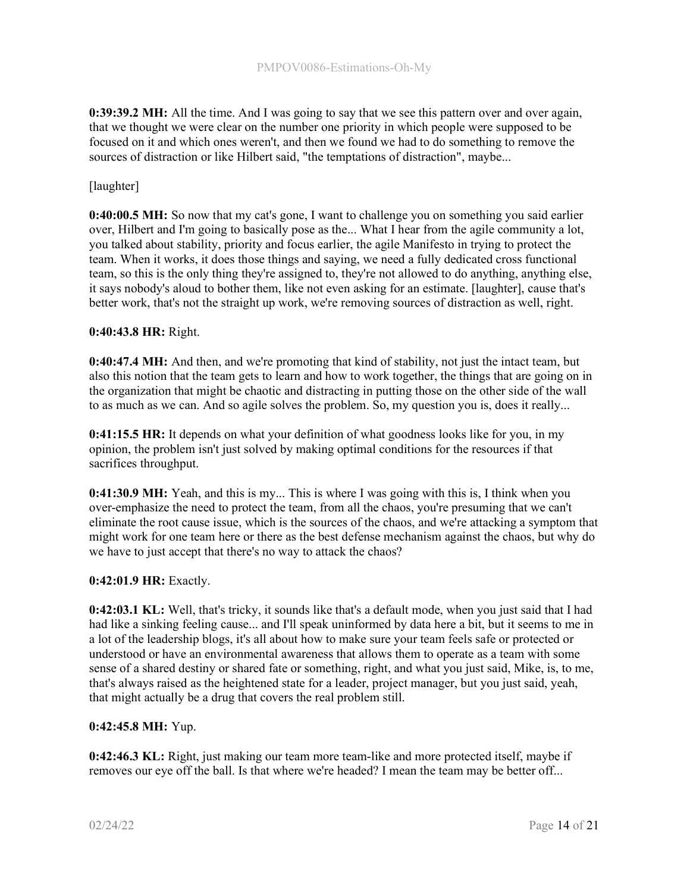**0:39:39.2 MH:** All the time. And I was going to say that we see this pattern over and over again, that we thought we were clear on the number one priority in which people were supposed to be focused on it and which ones weren't, and then we found we had to do something to remove the sources of distraction or like Hilbert said, "the temptations of distraction", maybe...

[laughter]

**0:40:00.5 MH:** So now that my cat's gone, I want to challenge you on something you said earlier over, Hilbert and I'm going to basically pose as the... What I hear from the agile community a lot, you talked about stability, priority and focus earlier, the agile Manifesto in trying to protect the team. When it works, it does those things and saying, we need a fully dedicated cross functional team, so this is the only thing they're assigned to, they're not allowed to do anything, anything else, it says nobody's aloud to bother them, like not even asking for an estimate. [laughter], cause that's better work, that's not the straight up work, we're removing sources of distraction as well, right.

**0:40:43.8 HR:** Right.

**0:40:47.4 MH:** And then, and we're promoting that kind of stability, not just the intact team, but also this notion that the team gets to learn and how to work together, the things that are going on in the organization that might be chaotic and distracting in putting those on the other side of the wall to as much as we can. And so agile solves the problem. So, my question you is, does it really...

**0:41:15.5 HR:** It depends on what your definition of what goodness looks like for you, in my opinion, the problem isn't just solved by making optimal conditions for the resources if that sacrifices throughput.

**0:41:30.9 MH:** Yeah, and this is my... This is where I was going with this is, I think when you over-emphasize the need to protect the team, from all the chaos, you're presuming that we can't eliminate the root cause issue, which is the sources of the chaos, and we're attacking a symptom that might work for one team here or there as the best defense mechanism against the chaos, but why do we have to just accept that there's no way to attack the chaos?

**0:42:01.9 HR:** Exactly.

**0:42:03.1 KL:** Well, that's tricky, it sounds like that's a default mode, when you just said that I had had like a sinking feeling cause... and I'll speak uninformed by data here a bit, but it seems to me in a lot of the leadership blogs, it's all about how to make sure your team feels safe or protected or understood or have an environmental awareness that allows them to operate as a team with some sense of a shared destiny or shared fate or something, right, and what you just said, Mike, is, to me, that's always raised as the heightened state for a leader, project manager, but you just said, yeah, that might actually be a drug that covers the real problem still.

**0:42:45.8 MH:** Yup.

**0:42:46.3 KL:** Right, just making our team more team-like and more protected itself, maybe if removes our eye off the ball. Is that where we're headed? I mean the team may be better off...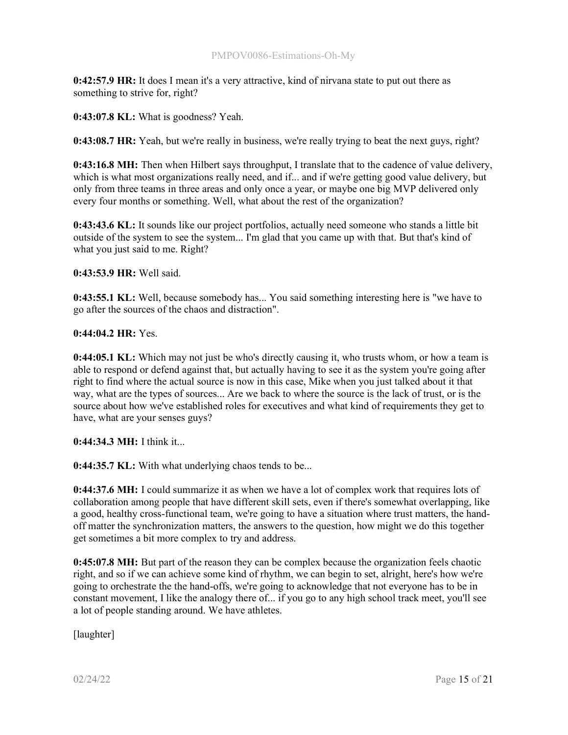**0:42:57.9 HR:** It does I mean it's a very attractive, kind of nirvana state to put out there as something to strive for, right?

**0:43:07.8 KL:** What is goodness? Yeah.

**0:43:08.7 HR:** Yeah, but we're really in business, we're really trying to beat the next guys, right?

**0:43:16.8 MH:** Then when Hilbert says throughput, I translate that to the cadence of value delivery, which is what most organizations really need, and if... and if we're getting good value delivery, but only from three teams in three areas and only once a year, or maybe one big MVP delivered only every four months or something. Well, what about the rest of the organization?

**0:43:43.6 KL:** It sounds like our project portfolios, actually need someone who stands a little bit outside of the system to see the system... I'm glad that you came up with that. But that's kind of what you just said to me. Right?

**0:43:53.9 HR:** Well said.

**0:43:55.1 KL:** Well, because somebody has... You said something interesting here is "we have to go after the sources of the chaos and distraction".

**0:44:04.2 HR:** Yes.

**0:44:05.1 KL:** Which may not just be who's directly causing it, who trusts whom, or how a team is able to respond or defend against that, but actually having to see it as the system you're going after right to find where the actual source is now in this case, Mike when you just talked about it that way, what are the types of sources... Are we back to where the source is the lack of trust, or is the source about how we've established roles for executives and what kind of requirements they get to have, what are your senses guys?

**0:44:34.3 MH:** I think it...

**0:44:35.7 KL:** With what underlying chaos tends to be...

**0:44:37.6 MH:** I could summarize it as when we have a lot of complex work that requires lots of collaboration among people that have different skill sets, even if there's somewhat overlapping, like a good, healthy cross-functional team, we're going to have a situation where trust matters, the hand-off matter the synchronization matters, the answers to the question, how might we do this together get sometimes a bit more complex to try and address.

**0:45:07.8 MH:** But part of the reason they can be complex because the organization feels chaotic right, and so if we can achieve some kind of rhythm, we can begin to set, alright, here's how we're going to orchestrate the the hand-offs, we're going to acknowledge that not everyone has to be in constant movement, I like the analogy there of... if you go to any high school track meet, you'll see a lot of people standing around. We have athletes.

[laughter]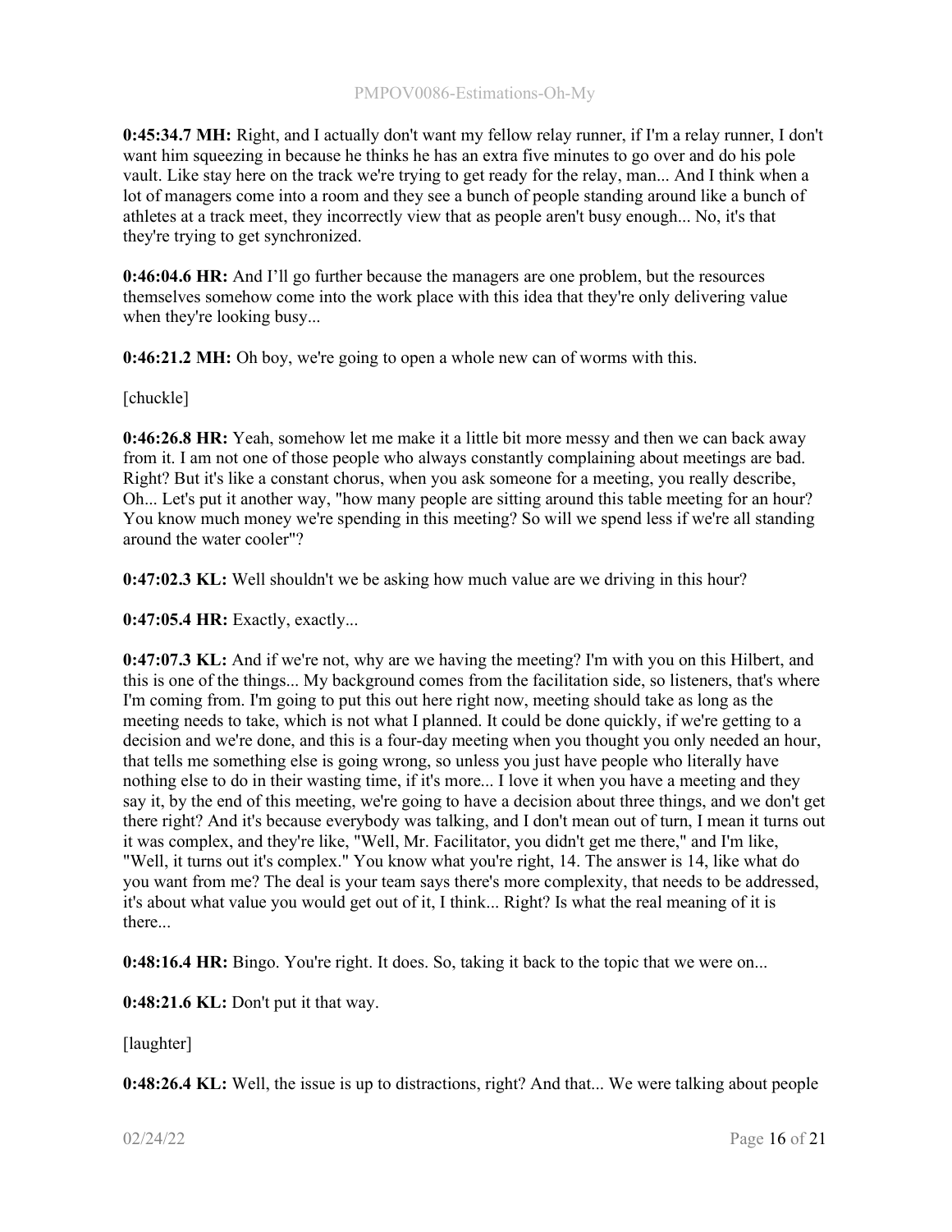**0:45:34.7 MH:** Right, and I actually don't want my fellow relay runner, if I'm a relay runner, I don't want him squeezing in because he thinks he has an extra five minutes to go over and do his pole vault. Like stay here on the track we're trying to get ready for the relay, man... And I think when a lot of managers come into a room and they see a bunch of people standing around like a bunch of athletes at a track meet, they incorrectly view that as people aren't busy enough... No, it's that they're trying to get synchronized.

**0:46:04.6 HR:** And I'll go further because the managers are one problem, but the resources themselves somehow come into the work place with this idea that they're only delivering value when they're looking busy...

**0:46:21.2 MH:** Oh boy, we're going to open a whole new can of worms with this.

[chuckle]

**0:46:26.8 HR:** Yeah, somehow let me make it a little bit more messy and then we can back away from it. I am not one of those people who always constantly complaining about meetings are bad. Right? But it's like a constant chorus, when you ask someone for a meeting, you really describe, Oh... Let's put it another way, "how many people are sitting around this table meeting for an hour? You know much money we're spending in this meeting? So will we spend less if we're all standing around the water cooler"?

**0:47:02.3 KL:** Well shouldn't we be asking how much value are we driving in this hour?

**0:47:05.4 HR:** Exactly, exactly...

**0:47:07.3 KL:** And if we're not, why are we having the meeting? I'm with you on this Hilbert, and this is one of the things... My background comes from the facilitation side, so listeners, that's where I'm coming from. I'm going to put this out here right now, meeting should take as long as the meeting needs to take, which is not what I planned. It could be done quickly, if we're getting to a decision and we're done, and this is a four-day meeting when you thought you only needed an hour, that tells me something else is going wrong, so unless you just have people who literally have nothing else to do in their wasting time, if it's more... I love it when you have a meeting and they say it, by the end of this meeting, we're going to have a decision about three things, and we don't get there right? And it's because everybody was talking, and I don't mean out of turn, I mean it turns out it was complex, and they're like, "Well, Mr. Facilitator, you didn't get me there," and I'm like, "Well, it turns out it's complex." You know what you're right, 14. The answer is 14, like what do you want from me? The deal is your team says there's more complexity, that needs to be addressed, it's about what value you would get out of it, I think... Right? Is what the real meaning of it is there...

**0:48:16.4 HR:** Bingo. You're right. It does. So, taking it back to the topic that we were on...

**0:48:21.6 KL:** Don't put it that way.

[laughter]

**0:48:26.4 KL:** Well, the issue is up to distractions, right? And that... We were talking about people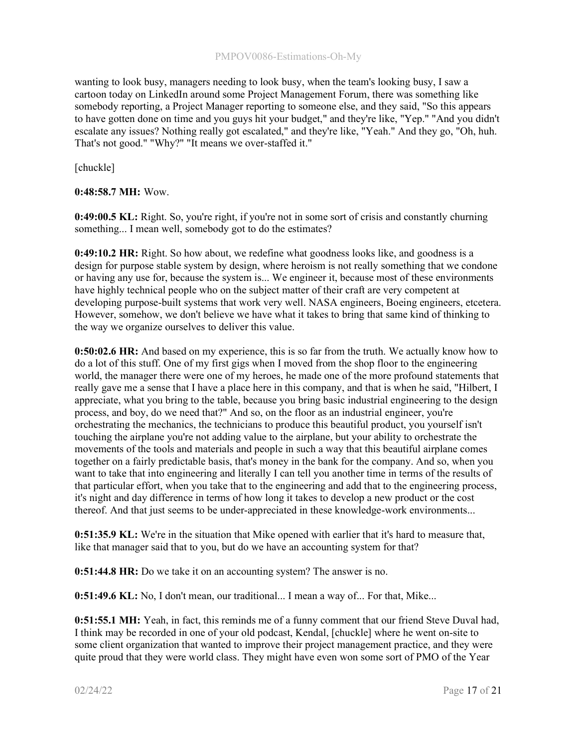wanting to look busy, managers needing to look busy, when the team's looking busy, I saw a cartoon today on LinkedIn around some Project Management Forum, there was something like somebody reporting, a Project Manager reporting to someone else, and they said, "So this appears to have gotten done on time and you guys hit your budget," and they're like, "Yep." "And you didn't escalate any issues? Nothing really got escalated," and they're like, "Yeah." And they go, "Oh, huh. That's not good." "Why?" "It means we over-staffed it."

[chuckle]

**0:48:58.7 MH:** Wow.

**0:49:00.5 KL:** Right. So, you're right, if you're not in some sort of crisis and constantly churning something... I mean well, somebody got to do the estimates?

**0:49:10.2 HR:** Right. So how about, we redefine what goodness looks like, and goodness is a design for purpose stable system by design, where heroism is not really something that we condone or having any use for, because the system is... We engineer it, because most of these environments have highly technical people who on the subject matter of their craft are very competent at developing purpose-built systems that work very well. NASA engineers, Boeing engineers, etcetera. However, somehow, we don't believe we have what it takes to bring that same kind of thinking to the way we organize ourselves to deliver this value.

**0:50:02.6 HR:** And based on my experience, this is so far from the truth. We actually know how to do a lot of this stuff. One of my first gigs when I moved from the shop floor to the engineering world, the manager there were one of my heroes, he made one of the more profound statements that really gave me a sense that I have a place here in this company, and that is when he said, "Hilbert, I appreciate, what you bring to the table, because you bring basic industrial engineering to the design process, and boy, do we need that?" And so, on the floor as an industrial engineer, you're orchestrating the mechanics, the technicians to produce this beautiful product, you yourself isn't touching the airplane you're not adding value to the airplane, but your ability to orchestrate the movements of the tools and materials and people in such a way that this beautiful airplane comes together on a fairly predictable basis, that's money in the bank for the company. And so, when you want to take that into engineering and literally I can tell you another time in terms of the results of that particular effort, when you take that to the engineering and add that to the engineering process, it's night and day difference in terms of how long it takes to develop a new product or the cost thereof. And that just seems to be under-appreciated in these knowledge-work environments...

**0:51:35.9 KL:** We're in the situation that Mike opened with earlier that it's hard to measure that, like that manager said that to you, but do we have an accounting system for that?

**0:51:44.8 HR:** Do we take it on an accounting system? The answer is no.

**0:51:49.6 KL:** No, I don't mean, our traditional... I mean a way of... For that, Mike...

**0:51:55.1 MH:** Yeah, in fact, this reminds me of a funny comment that our friend Steve Duval had, I think may be recorded in one of your old podcast, Kendal, [chuckle] where he went on-site to some client organization that wanted to improve their project management practice, and they were quite proud that they were world class. They might have even won some sort of PMO of the Year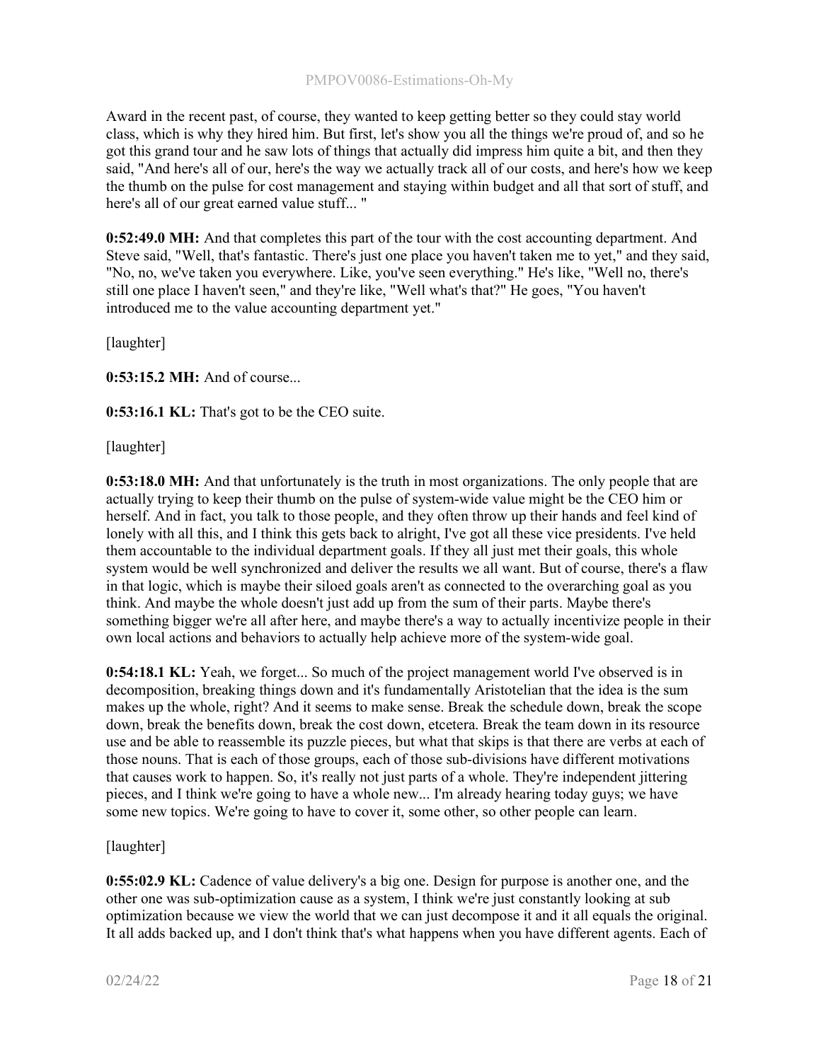Award in the recent past, of course, they wanted to keep getting better so they could stay world class, which is why they hired him. But first, let's show you all the things we're proud of, and so he got this grand tour and he saw lots of things that actually did impress him quite a bit, and then they said, "And here's all of our, here's the way we actually track all of our costs, and here's how we keep the thumb on the pulse for cost management and staying within budget and all that sort of stuff, and here's all of our great earned value stuff... "

**0:52:49.0 MH:** And that completes this part of the tour with the cost accounting department. And Steve said, "Well, that's fantastic. There's just one place you haven't taken me to yet," and they said, "No, no, we've taken you everywhere. Like, you've seen everything." He's like, "Well no, there's still one place I haven't seen," and they're like, "Well what's that?" He goes, "You haven't introduced me to the value accounting department yet."

[laughter]

**0:53:15.2 MH:** And of course...

**0:53:16.1 KL:** That's got to be the CEO suite.

[laughter]

**0:53:18.0 MH:** And that unfortunately is the truth in most organizations. The only people that are actually trying to keep their thumb on the pulse of system-wide value might be the CEO him or herself. And in fact, you talk to those people, and they often throw up their hands and feel kind of lonely with all this, and I think this gets back to alright, I've got all these vice presidents. I've held them accountable to the individual department goals. If they all just met their goals, this whole system would be well synchronized and deliver the results we all want. But of course, there's a flaw in that logic, which is maybe their siloed goals aren't as connected to the overarching goal as you think. And maybe the whole doesn't just add up from the sum of their parts. Maybe there's something bigger we're all after here, and maybe there's a way to actually incentivize people in their own local actions and behaviors to actually help achieve more of the system-wide goal.

**0:54:18.1 KL:** Yeah, we forget... So much of the project management world I've observed is in decomposition, breaking things down and it's fundamentally Aristotelian that the idea is the sum makes up the whole, right? And it seems to make sense. Break the schedule down, break the scope down, break the benefits down, break the cost down, etcetera. Break the team down in its resource use and be able to reassemble its puzzle pieces, but what that skips is that there are verbs at each of those nouns. That is each of those groups, each of those sub-divisions have different motivations that causes work to happen. So, it's really not just parts of a whole. They're independent jittering pieces, and I think we're going to have a whole new... I'm already hearing today guys; we have some new topics. We're going to have to cover it, some other, so other people can learn.

[laughter]

**0:55:02.9 KL:** Cadence of value delivery's a big one. Design for purpose is another one, and the other one was sub-optimization cause as a system, I think we're just constantly looking at sub optimization because we view the world that we can just decompose it and it all equals the original. It all adds backed up, and I don't think that's what happens when you have different agents. Each of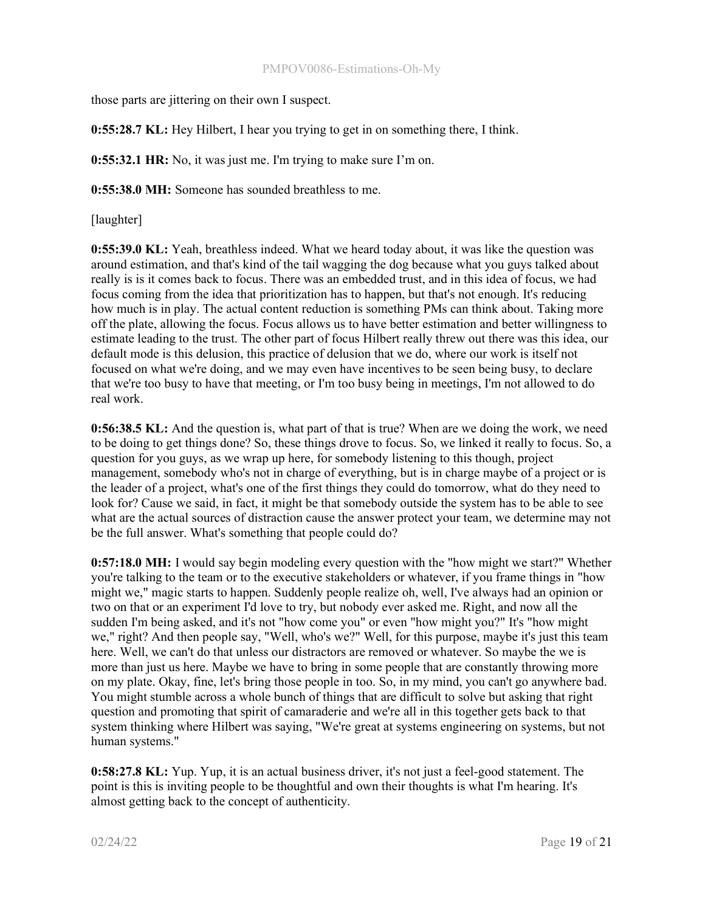those parts are jittering on their own I suspect.

**0:55:28.7 KL:** Hey Hilbert, I hear you trying to get in on something there, I think.

**0:55:32.1 HR:** No, it was just me. I'm trying to make sure I'm on.

**0:55:38.0 MH:** Someone has sounded breathless to me.

[laughter]

**0:55:39.0 KL:** Yeah, breathless indeed. What we heard today about, it was like the question was around estimation, and that's kind of the tail wagging the dog because what you guys talked about really is is it comes back to focus. There was an embedded trust, and in this idea of focus, we had focus coming from the idea that prioritization has to happen, but that's not enough. It's reducing how much is in play. The actual content reduction is something PMs can think about. Taking more off the plate, allowing the focus. Focus allows us to have better estimation and better willingness to estimate leading to the trust. The other part of focus Hilbert really threw out there was this idea, our default mode is this delusion, this practice of delusion that we do, where our work is itself not focused on what we're doing, and we may even have incentives to be seen being busy, to declare that we're too busy to have that meeting, or I'm too busy being in meetings, I'm not allowed to do real work.

**0:56:38.5 KL:** And the question is, what part of that is true? When are we doing the work, we need to be doing to get things done? So, these things drove to focus. So, we linked it really to focus. So, a question for you guys, as we wrap up here, for somebody listening to this though, project management, somebody who's not in charge of everything, but is in charge maybe of a project or is the leader of a project, what's one of the first things they could do tomorrow, what do they need to look for? Cause we said, in fact, it might be that somebody outside the system has to be able to see what are the actual sources of distraction cause the answer protect your team, we determine may not be the full answer. What's something that people could do?

**0:57:18.0 MH:** I would say begin modeling every question with the "how might we start?" Whether you're talking to the team or to the executive stakeholders or whatever, if you frame things in "how might we," magic starts to happen. Suddenly people realize oh, well, I've always had an opinion or two on that or an experiment I'd love to try, but nobody ever asked me. Right, and now all the sudden I'm being asked, and it's not "how come you" or even "how might you?" It's "how might we," right? And then people say, "Well, who's we?" Well, for this purpose, maybe it's just this team here. Well, we can't do that unless our distractors are removed or whatever. So maybe the we is more than just us here. Maybe we have to bring in some people that are constantly throwing more on my plate. Okay, fine, let's bring those people in too. So, in my mind, you can't go anywhere bad. You might stumble across a whole bunch of things that are difficult to solve but asking that right question and promoting that spirit of camaraderie and we're all in this together gets back to that system thinking where Hilbert was saying, "We're great at systems engineering on systems, but not human systems."

**0:58:27.8 KL:** Yup. Yup, it is an actual business driver, it's not just a feel-good statement. The point is this is inviting people to be thoughtful and own their thoughts is what I'm hearing. It's almost getting back to the concept of authenticity.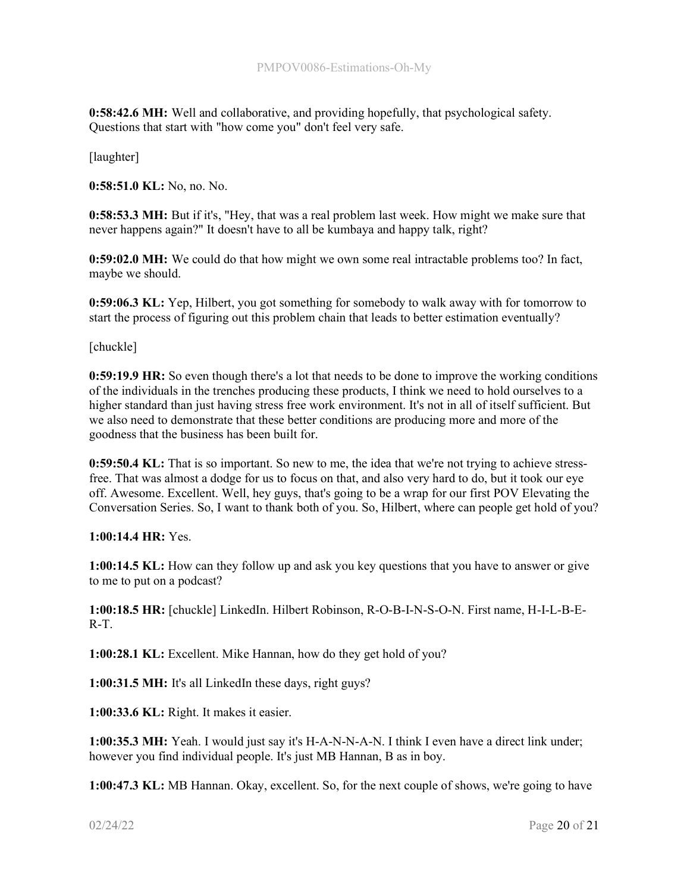**0:58:42.6 MH:** Well and collaborative, and providing hopefully, that psychological safety. Questions that start with "how come you" don't feel very safe.

[laughter]

**0:58:51.0 KL:** No, no. No.

**0:58:53.3 MH:** But if it's, "Hey, that was a real problem last week. How might we make sure that never happens again?" It doesn't have to all be kumbaya and happy talk, right?

**0:59:02.0 MH:** We could do that how might we own some real intractable problems too? In fact, maybe we should.

**0:59:06.3 KL:** Yep, Hilbert, you got something for somebody to walk away with for tomorrow to start the process of figuring out this problem chain that leads to better estimation eventually?

[chuckle]

**0:59:19.9 HR:** So even though there's a lot that needs to be done to improve the working conditions of the individuals in the trenches producing these products, I think we need to hold ourselves to a higher standard than just having stress free work environment. It's not in all of itself sufficient. But we also need to demonstrate that these better conditions are producing more and more of the goodness that the business has been built for.

**0:59:50.4 KL:** That is so important. So new to me, the idea that we're not trying to achieve stress-free. That was almost a dodge for us to focus on that, and also very hard to do, but it took our eye off. Awesome. Excellent. Well, hey guys, that's going to be a wrap for our first POV Elevating the Conversation Series. So, I want to thank both of you. So, Hilbert, where can people get hold of you?

**1:00:14.4 HR:** Yes.

**1:00:14.5 KL:** How can they follow up and ask you key questions that you have to answer or give to me to put on a podcast?

**1:00:18.5 HR:** [chuckle] LinkedIn. Hilbert Robinson, R-O-B-I-N-S-O-N. First name, H-I-L-B-E-R-T.

**1:00:28.1 KL:** Excellent. Mike Hannan, how do they get hold of you?

**1:00:31.5 MH:** It's all LinkedIn these days, right guys?

**1:00:33.6 KL:** Right. It makes it easier.

**1:00:35.3 MH:** Yeah. I would just say it's H-A-N-N-A-N. I think I even have a direct link under; however you find individual people. It's just MB Hannan, B as in boy.

**1:00:47.3 KL:** MB Hannan. Okay, excellent. So, for the next couple of shows, we're going to have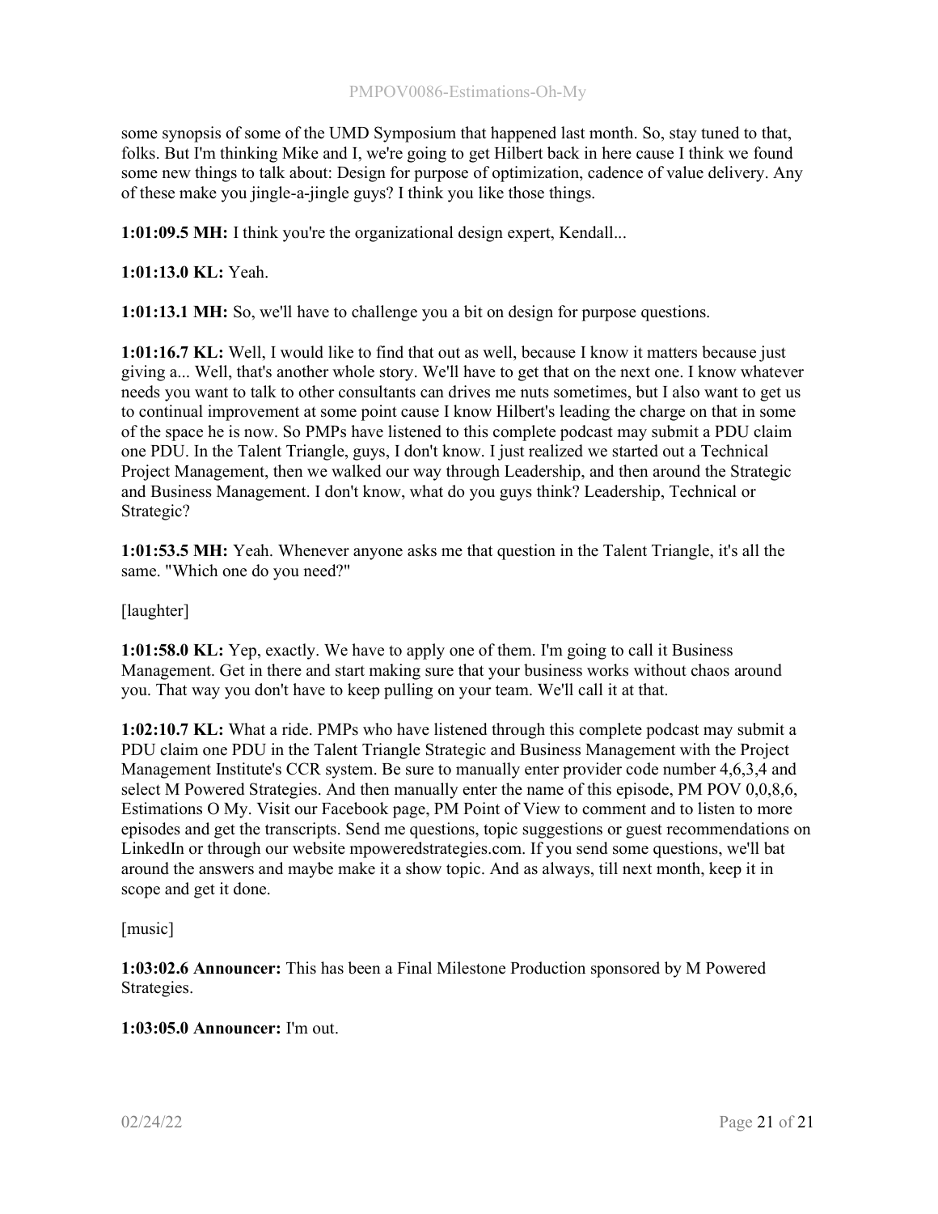some synopsis of some of the UMD Symposium that happened last month. So, stay tuned to that, folks. But I'm thinking Mike and I, we're going to get Hilbert back in here cause I think we found some new things to talk about: Design for purpose of optimization, cadence of value delivery. Any of these make you jingle-a-jingle guys? I think you like those things.

**1:01:09.5 MH:** I think you're the organizational design expert, Kendall...

**1:01:13.0 KL:** Yeah.

**1:01:13.1 MH:** So, we'll have to challenge you a bit on design for purpose questions.

**1:01:16.7 KL:** Well, I would like to find that out as well, because I know it matters because just giving a... Well, that's another whole story. We'll have to get that on the next one. I know whatever needs you want to talk to other consultants can drives me nuts sometimes, but I also want to get us to continual improvement at some point cause I know Hilbert's leading the charge on that in some of the space he is now. So PMPs have listened to this complete podcast may submit a PDU claim one PDU. In the Talent Triangle, guys, I don't know. I just realized we started out a Technical Project Management, then we walked our way through Leadership, and then around the Strategic and Business Management. I don't know, what do you guys think? Leadership, Technical or Strategic?

**1:01:53.5 MH:** Yeah. Whenever anyone asks me that question in the Talent Triangle, it's all the same. "Which one do you need?"

[laughter]

**1:01:58.0 KL:** Yep, exactly. We have to apply one of them. I'm going to call it Business Management. Get in there and start making sure that your business works without chaos around you. That way you don't have to keep pulling on your team. We'll call it at that.

**1:02:10.7 KL:** What a ride. PMPs who have listened through this complete podcast may submit a PDU claim one PDU in the Talent Triangle Strategic and Business Management with the Project Management Institute's CCR system. Be sure to manually enter provider code number 4,6,3,4 and select M Powered Strategies. And then manually enter the name of this episode, PM POV 0,0,8,6, Estimations O My. Visit our Facebook page, PM Point of View to comment and to listen to more episodes and get the transcripts. Send me questions, topic suggestions or guest recommendations on LinkedIn or through our website mpoweredstrategies.com. If you send some questions, we'll bat around the answers and maybe make it a show topic. And as always, till next month, keep it in scope and get it done.

[music]

**1:03:02.6 Announcer:** This has been a Final Milestone Production sponsored by M Powered Strategies.

**1:03:05.0 Announcer:** I'm out.